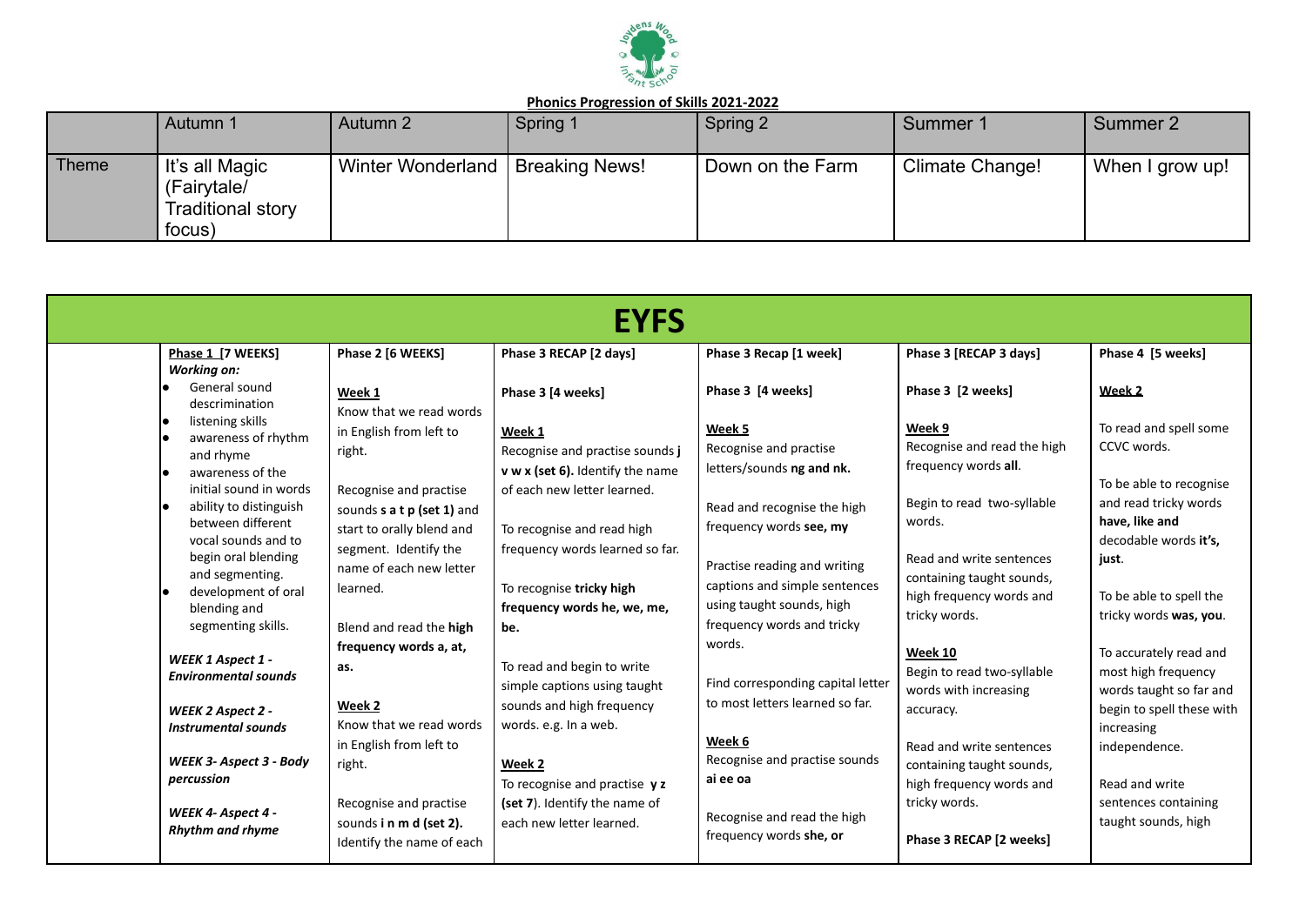**Phonics Progression of Skills 2021-2022**

| | Autumn 1 | Autumn 2 | Spring 1 | Spring 2 | Summer 1 | Summer 2 |
|---|---|---|---|---|---|---|
| Theme | It's all Magic (Fairytale/ Traditional story focus) | Winter Wonderland | Breaking News! | Down on the Farm | Climate Change! | When I grow up! |

| EYFS | | | | | | |
|---|---|---|---|---|---|---|
| | **Phase 1 [7 WEEKS]**<br>***Working on:***<br>• General sound descrimination<br>• listening skills<br>• awareness of rhythm and rhyme<br>• awareness of the initial sound in words<br>• ability to distinguish between different vocal sounds and to begin oral blending and segmenting.<br>• development of oral blending and segmenting skills.<br><br>***WEEK 1 Aspect 1 - Environmental sounds***<br><br>***WEEK 2 Aspect 2 - Instrumental sounds***<br><br>***WEEK 3- Aspect 3 - Body percussion***<br><br>***WEEK 4- Aspect 4 - Rhythm and rhyme*** | **Phase 2 [6 WEEKS]**<br><br>**Week 1**<br>Know that we read words in English from left to right.<br><br>Recognise and practise sounds **s a t p (set 1)** and start to orally blend and segment. Identify the name of each new letter learned.<br><br>Blend and read the **high frequency words a, at, as.**<br><br>**Week 2**<br>Know that we read words in English from left to right.<br><br>Recognise and practise sounds **i n m d (set 2).** Identify the name of each | **Phase 3 RECAP [2 days]**<br><br>**Phase 3 [4 weeks]**<br><br>**Week 1**<br>Recognise and practise sounds **j v w x (set 6).** Identify the name of each new letter learned.<br><br>To recognise and read high frequency words learned so far.<br><br>To recognise **tricky high frequency words he, we, me, be.**<br><br>To read and begin to write simple captions using taught sounds and high frequency words. e.g. In a web.<br><br>**Week 2**<br>To recognise and practise **y z (set 7**). Identify the name of each new letter learned. | **Phase 3 Recap [1 week]**<br><br>**Phase 3 [4 weeks]**<br><br>**Week 5**<br>Recognise and practise letters/sounds **ng and nk.**<br><br>Read and recognise the high frequency words **see, my**<br><br>Practise reading and writing captions and simple sentences using taught sounds, high frequency words and tricky words.<br><br>Find corresponding capital letter to most letters learned so far.<br><br>**Week 6**<br>Recognise and practise sounds **ai ee oa**<br><br>Recognise and read the high frequency words **she, or** | **Phase 3 [RECAP 3 days]**<br><br>**Phase 3 [2 weeks]**<br><br>**Week 9**<br>Recognise and read the high frequency words **all**.<br><br>Begin to read two-syllable words.<br><br>Read and write sentences containing taught sounds, high frequency words and tricky words.<br><br>**Week 10**<br>Begin to read two-syllable words with increasing accuracy.<br><br>Read and write sentences containing taught sounds, high frequency words and tricky words.<br><br>**Phase 3 RECAP [2 weeks]** | **Phase 4 [5 weeks]**<br><br>**Week 2**<br><br>To read and spell some CCVC words.<br><br>To be able to recognise and read tricky words **have, like and** decodable words **it's, just**.<br><br>To be able to spell the tricky words **was, you**.<br><br>To accurately read and most high frequency words taught so far and begin to spell these with increasing independence.<br><br>Read and write sentences containing taught sounds, high |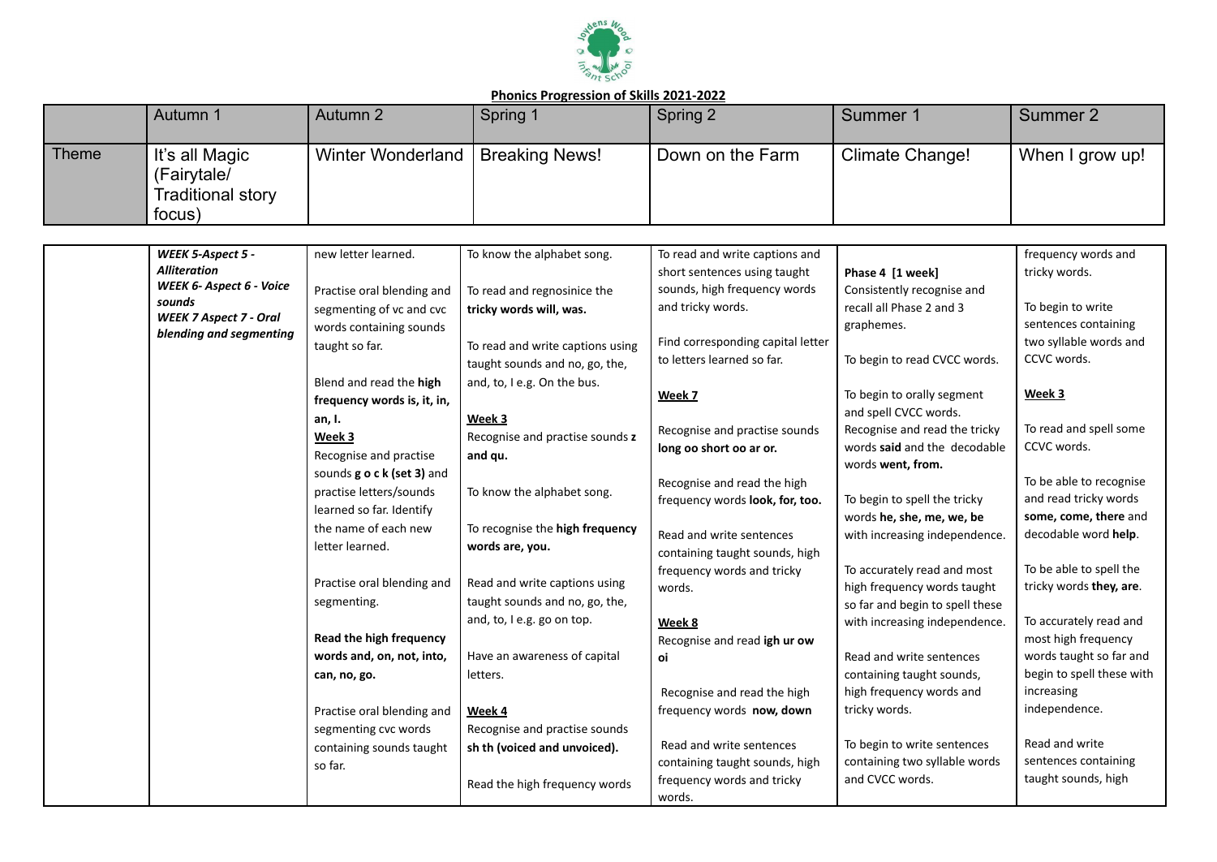**Phonics Progression of Skills 2021-2022**

| | Autumn 1 | Autumn 2 | Spring 1 | Spring 2 | Summer 1 | Summer 2 |
|---|---|---|---|---|---|---|
| Theme | It's all Magic (Fairytale/ Traditional story focus) | Winter Wonderland | Breaking News! | Down on the Farm | Climate Change! | When I grow up! |

| | | | | | | |
|---|---|---|---|---|---|---|
| | ***WEEK 5-Aspect 5 - Alliteration*** <br> ***WEEK 6- Aspect 6 - Voice sounds*** <br> ***WEEK 7 Aspect 7 - Oral blending and segmenting*** | new letter learned. <br><br> Practise oral blending and segmenting of vc and cvc words containing sounds taught so far. <br><br> Blend and read the **high frequency words is, it, in, an, I.** <br> **Week 3** <br> Recognise and practise sounds **g o c k (set 3)** and practise letters/sounds learned so far. Identify the name of each new letter learned. <br><br> Practise oral blending and segmenting. <br><br> **Read the high frequency words and, on, not, into, can, no, go.** <br><br> Practise oral blending and segmenting cvc words containing sounds taught so far. | To know the alphabet song. <br><br> To read and regnosinice the **tricky words will, was.** <br><br> To read and write captions using taught sounds and no, go, the, and, to, I e.g. On the bus. <br><br> **Week 3** <br> Recognise and practise sounds **z and qu.** <br><br> To know the alphabet song. <br><br> To recognise the **high frequency words are, you.** <br><br> Read and write captions using taught sounds and no, go, the, and, to, I e.g. go on top. <br><br> Have an awareness of capital letters. <br><br> **Week 4** <br> Recognise and practise sounds **sh th (voiced and unvoiced).** <br><br> Read the high frequency words | To read and write captions and short sentences using taught sounds, high frequency words and tricky words. <br><br> Find corresponding capital letter to letters learned so far. <br><br> **Week 7** <br><br> Recognise and practise sounds **long oo short oo ar or.** <br><br> Recognise and read the high frequency words **look, for, too.** <br><br> Read and write sentences containing taught sounds, high frequency words and tricky words. <br><br> **Week 8** <br> Recognise and read **igh ur ow oi** <br><br> Recognise and read the high frequency words **now, down** <br><br> Read and write sentences containing taught sounds, high frequency words and tricky words. | **Phase 4 [1 week]** <br> Consistently recognise and recall all Phase 2 and 3 graphemes. <br><br> To begin to read CVCC words. <br><br> To begin to orally segment and spell CVCC words. <br> Recognise and read the tricky words **said** and the decodable words **went, from.** <br><br> To begin to spell the tricky words **he, she, me, we, be** with increasing independence. <br><br> To accurately read and most high frequency words taught so far and begin to spell these with increasing independence. <br><br> Read and write sentences containing taught sounds, high frequency words and tricky words. <br><br> To begin to write sentences containing two syllable words and CVCC words. | frequency words and tricky words. <br><br> To begin to write sentences containing two syllable words and CCVC words. <br><br> **Week 3** <br><br> To read and spell some CCVC words. <br><br> To be able to recognise and read tricky words **some, come, there** and decodable word **help.** <br><br> To be able to spell the tricky words **they, are.** <br><br> To accurately read and most high frequency words taught so far and begin to spell these with increasing independence. <br><br> Read and write sentences containing taught sounds, high |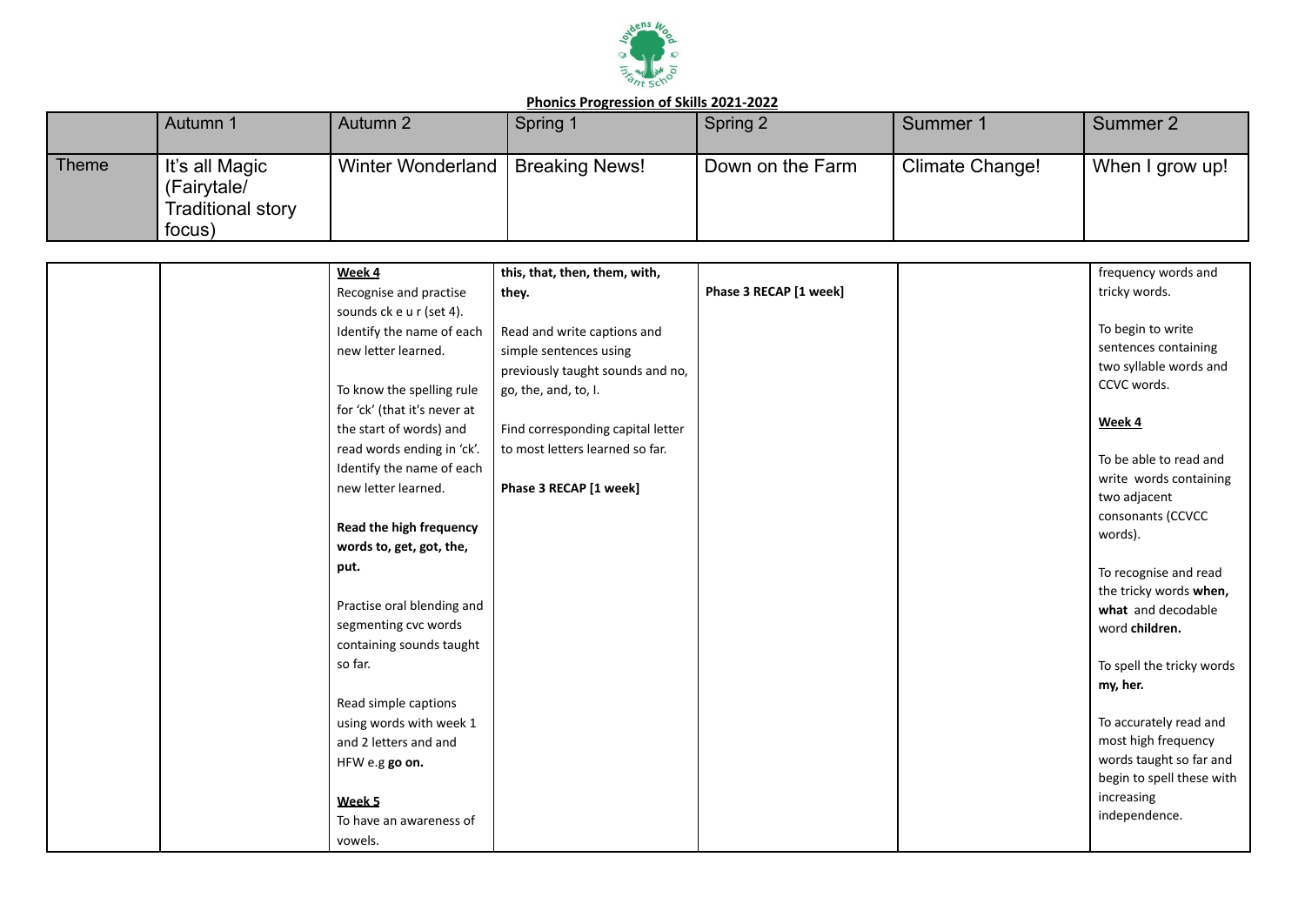**Phonics Progression of Skills 2021-2022**

| | Autumn 1 | Autumn 2 | Spring 1 | Spring 2 | Summer 1 | Summer 2 |
|---|---|---|---|---|---|---|
| Theme | It's all Magic (Fairytale/ Traditional story focus) | Winter Wonderland | Breaking News! | Down on the Farm | Climate Change! | When I grow up! |
| | | **Week 4**<br>Recognise and practise sounds ck e u r (set 4).<br>Identify the name of each new letter learned.<br><br>To know the spelling rule for 'ck' (that it's never at the start of words) and read words ending in 'ck'.<br>Identify the name of each new letter learned.<br><br>**Read the high frequency words to, get, got, the, put.**<br><br>Practise oral blending and segmenting cvc words containing sounds taught so far.<br><br>Read simple captions using words with week 1 and 2 letters and and HFW e.g **go on.**<br><br>**Week 5**<br>To have an awareness of vowels. | **this, that, then, them, with, they.**<br><br>Read and write captions and simple sentences using previously taught sounds and no, go, the, and, to, I.<br><br>Find corresponding capital letter to most letters learned so far.<br><br>**Phase 3 RECAP [1 week]** | **Phase 3 RECAP [1 week]** | | frequency words and tricky words.<br><br>To begin to write sentences containing two syllable words and CCVC words.<br><br>**Week 4**<br><br>To be able to read and write words containing two adjacent consonants (CCVCC words).<br><br>To recognise and read the tricky words **when, what** and decodable word **children.**<br><br>To spell the tricky words **my, her.**<br><br>To accurately read and most high frequency words taught so far and begin to spell these with increasing independence. |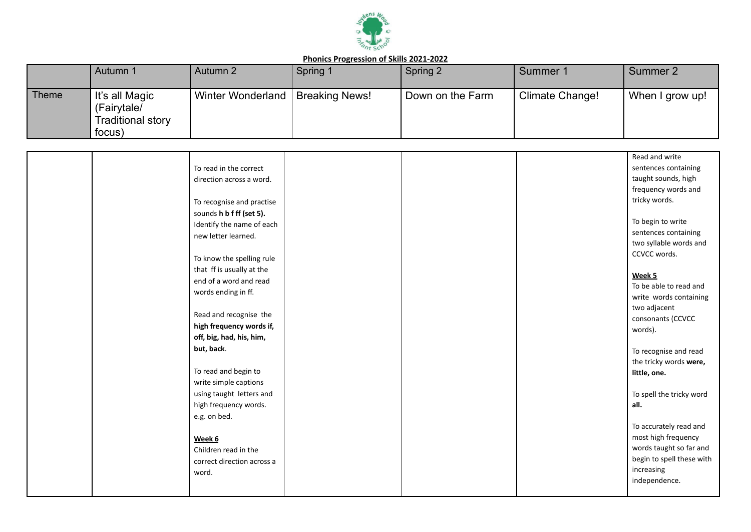**Phonics Progression of Skills 2021-2022**

| | Autumn 1 | Autumn 2 | Spring 1 | Spring 2 | Summer 1 | Summer 2 |
|---|---|---|---|---|---|---|
| Theme | It's all Magic (Fairytale/ Traditional story focus) | Winter Wonderland | Breaking News! | Down on the Farm | Climate Change! | When I grow up! |
| | | To read in the correct direction across a word.<br><br>To recognise and practise sounds **h b f ff (set 5).** Identify the name of each new letter learned.<br><br>To know the spelling rule that ff is usually at the end of a word and read words ending in ff.<br><br>Read and recognise the **high frequency words if, off, big, had, his, him, but, back**.<br><br>To read and begin to write simple captions using taught letters and high frequency words. e.g. on bed.<br><br>**Week 6**<br>Children read in the correct direction across a word. | | | | Read and write sentences containing taught sounds, high frequency words and tricky words.<br><br>To begin to write sentences containing two syllable words and CCVCC words.<br><br>**Week 5**<br>To be able to read and write words containing two adjacent consonants (CCVCC words).<br><br>To recognise and read the tricky words **were, little, one.**<br><br>To spell the tricky word **all.**<br><br>To accurately read and most high frequency words taught so far and begin to spell these with increasing independence. |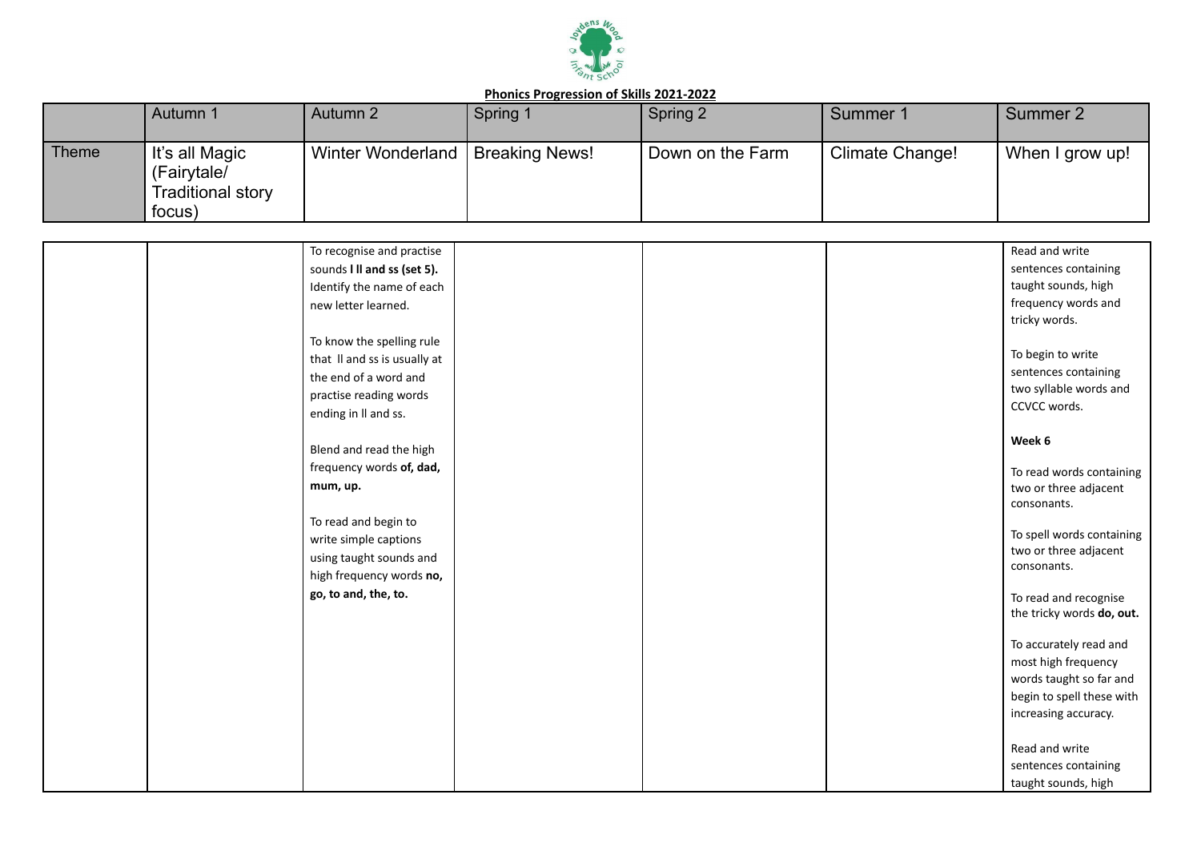**Phonics Progression of Skills 2021-2022**

| | Autumn 1 | Autumn 2 | Spring 1 | Spring 2 | Summer 1 | Summer 2 |
|---|---|---|---|---|---|---|
| Theme | It's all Magic (Fairytale/ Traditional story focus) | Winter Wonderland | Breaking News! | Down on the Farm | Climate Change! | When I grow up! |
| | | To recognise and practise sounds **l ll and ss (set 5).** Identify the name of each new letter learned.<br><br>To know the spelling rule that ll and ss is usually at the end of a word and practise reading words ending in ll and ss.<br><br>Blend and read the high frequency words **of, dad, mum, up.**<br><br>To read and begin to write simple captions using taught sounds and high frequency words **no, go, to and, the, to.** | | | | Read and write sentences containing taught sounds, high frequency words and tricky words.<br><br>To begin to write sentences containing two syllable words and CCVCC words.<br><br>**Week 6**<br><br>To read words containing two or three adjacent consonants.<br><br>To spell words containing two or three adjacent consonants.<br><br>To read and recognise the tricky words **do, out.**<br><br>To accurately read and most high frequency words taught so far and begin to spell these with increasing accuracy.<br><br>Read and write sentences containing taught sounds, high |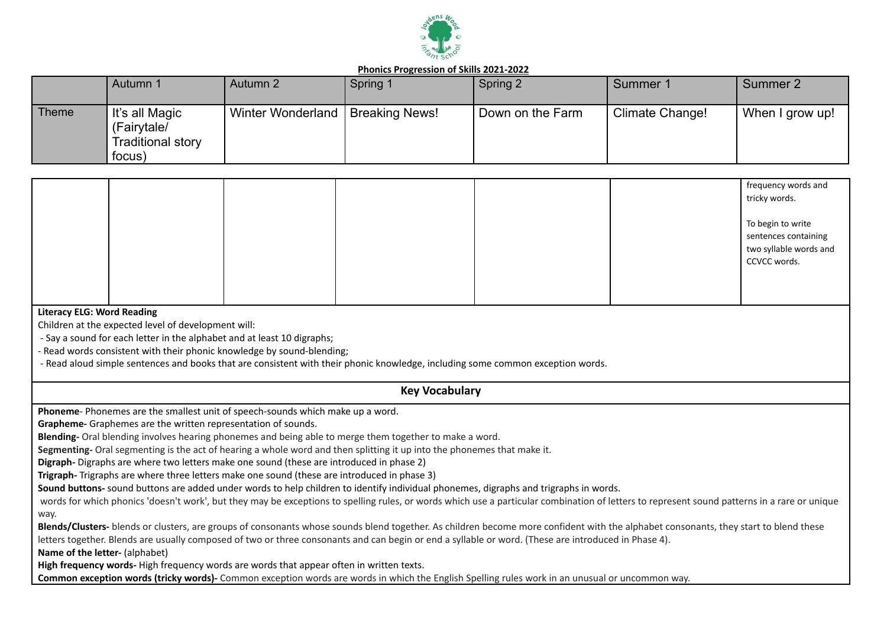**Phonics Progression of Skills 2021-2022**

| | Autumn 1 | Autumn 2 | Spring 1 | Spring 2 | Summer 1 | Summer 2 |
|---|---|---|---|---|---|---|
| Theme | It's all Magic (Fairytale/ Traditional story focus) | Winter Wonderland | Breaking News! | Down on the Farm | Climate Change! | When I grow up! |

| | | | | | | |
|---|---|---|---|---|---|---|
| | | | | | | frequency words and tricky words.<br><br>To begin to write sentences containing two syllable words and CCVCC words. |

**Literacy ELG: Word Reading**

Children at the expected level of development will:

- Say a sound for each letter in the alphabet and at least 10 digraphs;
- Read words consistent with their phonic knowledge by sound-blending;
- Read aloud simple sentences and books that are consistent with their phonic knowledge, including some common exception words.

## Key Vocabulary

**Phoneme**- Phonemes are the smallest unit of speech-sounds which make up a word.
**Grapheme-** Graphemes are the written representation of sounds.
**Blending-** Oral blending involves hearing phonemes and being able to merge them together to make a word.
**Segmenting-** Oral segmenting is the act of hearing a whole word and then splitting it up into the phonemes that make it.
**Digraph-** Digraphs are where two letters make one sound (these are introduced in phase 2)
**Trigraph-** Trigraphs are where three letters make one sound (these are introduced in phase 3)
**Sound buttons-** sound buttons are added under words to help children to identify individual phonemes, digraphs and trigraphs in words.
words for which phonics 'doesn't work', but they may be exceptions to spelling rules, or words which use a particular combination of letters to represent sound patterns in a rare or unique way.
**Blends/Clusters-** blends or clusters, are groups of consonants whose sounds blend together. As children become more confident with the alphabet consonants, they start to blend these letters together. Blends are usually composed of two or three consonants and can begin or end a syllable or word. (These are introduced in Phase 4).
**Name of the letter-** (alphabet)
**High frequency words-** High frequency words are words that appear often in written texts.
**Common exception words (tricky words)-** Common exception words are words in which the English Spelling rules work in an unusual or uncommon way.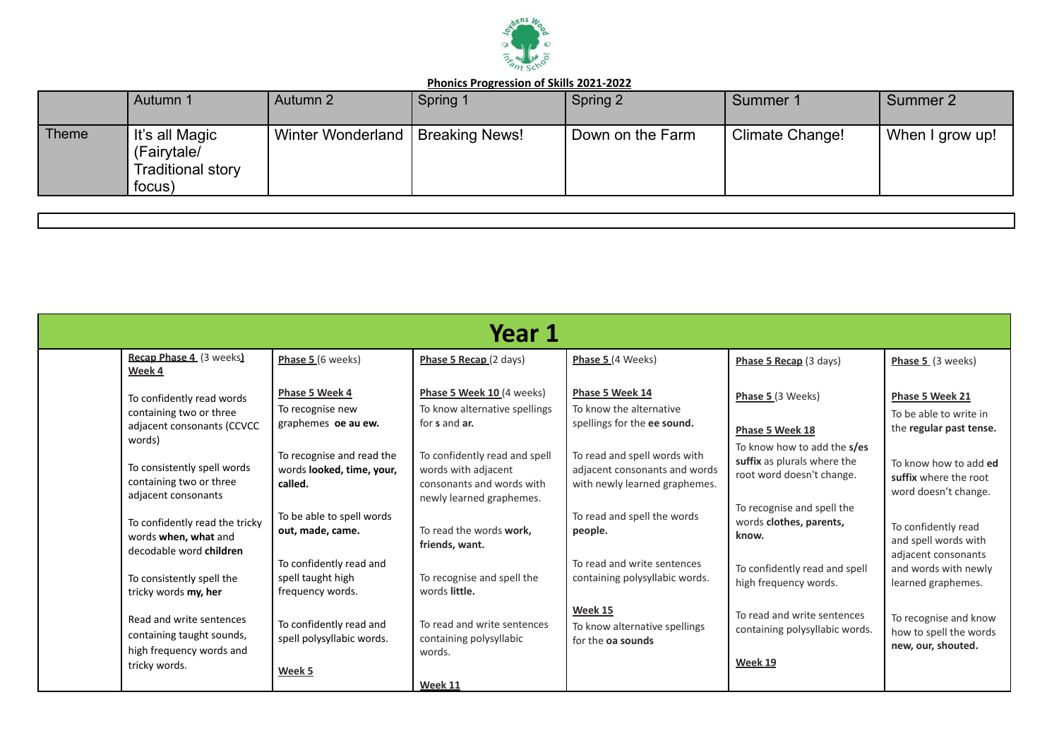Joydens Wood Infant School

**Phonics Progression of Skills 2021-2022**

| | Autumn 1 | Autumn 2 | Spring 1 | Spring 2 | Summer 1 | Summer 2 |
|---|---|---|---|---|---|---|
| Theme | It's all Magic (Fairytale/ Traditional story focus) | Winter Wonderland | Breaking News! | Down on the Farm | Climate Change! | When I grow up! |

| Year 1 | | | | | | |
|---|---|---|---|---|---|---|
| | **Recap Phase 4** (3 weeks)<br>**Week 4**<br><br>To confidently read words containing two or three adjacent consonants (CCVCC words)<br><br>To consistently spell words containing two or three adjacent consonants<br><br>To confidently read the tricky words **when, what** and decodable word **children**<br><br>To consistently spell the tricky words **my, her**<br><br>Read and write sentences containing taught sounds, high frequency words and tricky words. | **Phase 5** (6 weeks)<br><br>**Phase 5 Week 4**<br>To recognise new graphemes **oe au ew.**<br><br>To recognise and read the words **looked, time, your, called.**<br><br>To be able to spell words **out, made, came.**<br><br>To confidently read and spell taught high frequency words.<br><br>To confidently read and spell polysyllabic words.<br><br>**Week 5** | **Phase 5 Recap** (2 days)<br><br>**Phase 5 Week 10** (4 weeks)<br>To know alternative spellings for **s** and **ar.**<br><br>To confidently read and spell words with adjacent consonants and words with newly learned graphemes.<br><br>To read the words **work, friends, want.**<br><br>To recognise and spell the words **little.**<br><br>To read and write sentences containing polysyllabic words.<br><br>**Week 11** | **Phase 5** (4 Weeks)<br><br>**Phase 5 Week 14**<br>To know the alternative spellings for the **ee sound.**<br><br>To read and spell words with adjacent consonants and words with newly learned graphemes.<br><br>To read and spell the words **people.**<br><br>To read and write sentences containing polysyllabic words.<br><br>**Week 15**<br>To know alternative spellings for the **oa sounds** | **Phase 5 Recap** (3 days)<br><br>**Phase 5** (3 Weeks)<br><br>**Phase 5 Week 18**<br>To know how to add the **s/es suffix** as plurals where the root word doesn't change.<br><br>To recognise and spell the words **clothes, parents, know.**<br><br>To confidently read and spell high frequency words.<br><br>To read and write sentences containing polysyllabic words.<br><br>**Week 19** | **Phase 5** (3 weeks)<br><br>**Phase 5 Week 21**<br>To be able to write in the **regular past tense.**<br><br>To know how to add **ed suffix** where the root word doesn't change.<br><br>To confidently read and spell words with adjacent consonants and words with newly learned graphemes.<br><br>To recognise and know how to spell the words **new, our, shouted.** |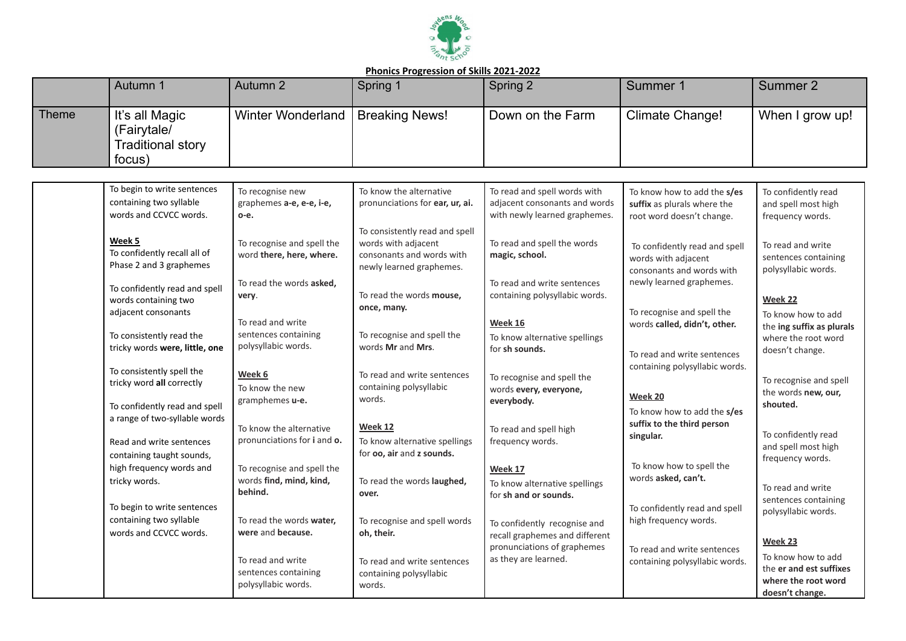**Phonics Progression of Skills 2021-2022**

| | Autumn 1 | Autumn 2 | Spring 1 | Spring 2 | Summer 1 | Summer 2 |
|---|---|---|---|---|---|---|
| Theme | It's all Magic (Fairytale/ Traditional story focus) | Winter Wonderland | Breaking News! | Down on the Farm | Climate Change! | When I grow up! |
| | To begin to write sentences containing two syllable words and CCVCC words.<br><br>**Week 5**<br>To confidently recall all of Phase 2 and 3 graphemes<br><br>To confidently read and spell words containing two adjacent consonants<br><br>To consistently read the tricky words **were, little, one**<br><br>To consistently spell the tricky word **all** correctly<br><br>To confidently read and spell a range of two-syllable words<br><br>Read and write sentences containing taught sounds, high frequency words and tricky words.<br><br>To begin to write sentences containing two syllable words and CCVCC words. | To recognise new graphemes **a-e, e-e, i-e, o-e.**<br><br>To recognise and spell the word **there, here, where.**<br><br>To read the words **asked, very**.<br><br>To read and write sentences containing polysyllabic words.<br><br>**Week 6**<br>To know the new gramphemes **u-e.**<br><br>To know the alternative pronunciations for **i** and **o.**<br><br>To recognise and spell the words **find, mind, kind, behind.**<br><br>To read the words **water, were** and **because.**<br><br>To read and write sentences containing polysyllabic words. | To know the alternative pronunciations for **ear, ur, ai.**<br><br>To consistently read and spell words with adjacent consonants and words with newly learned graphemes.<br><br>To read the words **mouse, once, many.**<br><br>To recognise and spell the words **Mr** and **Mrs**.<br><br>To read and write sentences containing polysyllabic words.<br><br>**Week 12**<br>To know alternative spellings for **oo, air** and **z sounds.**<br><br>To read the words **laughed, over.**<br><br>To recognise and spell words **oh, their.**<br><br>To read and write sentences containing polysyllabic words. | To read and spell words with adjacent consonants and words with newly learned graphemes.<br><br>To read and spell the words **magic, school.**<br><br>To read and write sentences containing polysyllabic words.<br><br>**Week 16**<br>To know alternative spellings for **sh sounds.**<br><br>To recognise and spell the words **every, everyone, everybody.**<br><br>To read and spell high frequency words.<br><br>**Week 17**<br>To know alternative spellings for **sh and or sounds.**<br><br>To confidently recognise and recall graphemes and different pronunciations of graphemes as they are learned. | To know how to add the **s/es suffix** as plurals where the root word doesn't change.<br><br>To confidently read and spell words with adjacent consonants and words with newly learned graphemes.<br><br>To recognise and spell the words **called, didn't, other.**<br><br>To read and write sentences containing polysyllabic words.<br><br>**Week 20**<br>To know how to add the **s/es suffix to the third person singular.**<br><br>To know how to spell the words **asked, can't.**<br><br>To confidently read and spell high frequency words.<br><br>To read and write sentences containing polysyllabic words. | To confidently read and spell most high frequency words.<br><br>To read and write sentences containing polysyllabic words.<br><br>**Week 22**<br>To know how to add the **ing suffix as plurals** where the root word doesn't change.<br><br>To recognise and spell the words **new, our, shouted.**<br><br>To confidently read and spell most high frequency words.<br><br>To read and write sentences containing polysyllabic words.<br><br>**Week 23**<br>To know how to add the **er and est suffixes where the root word doesn't change.** |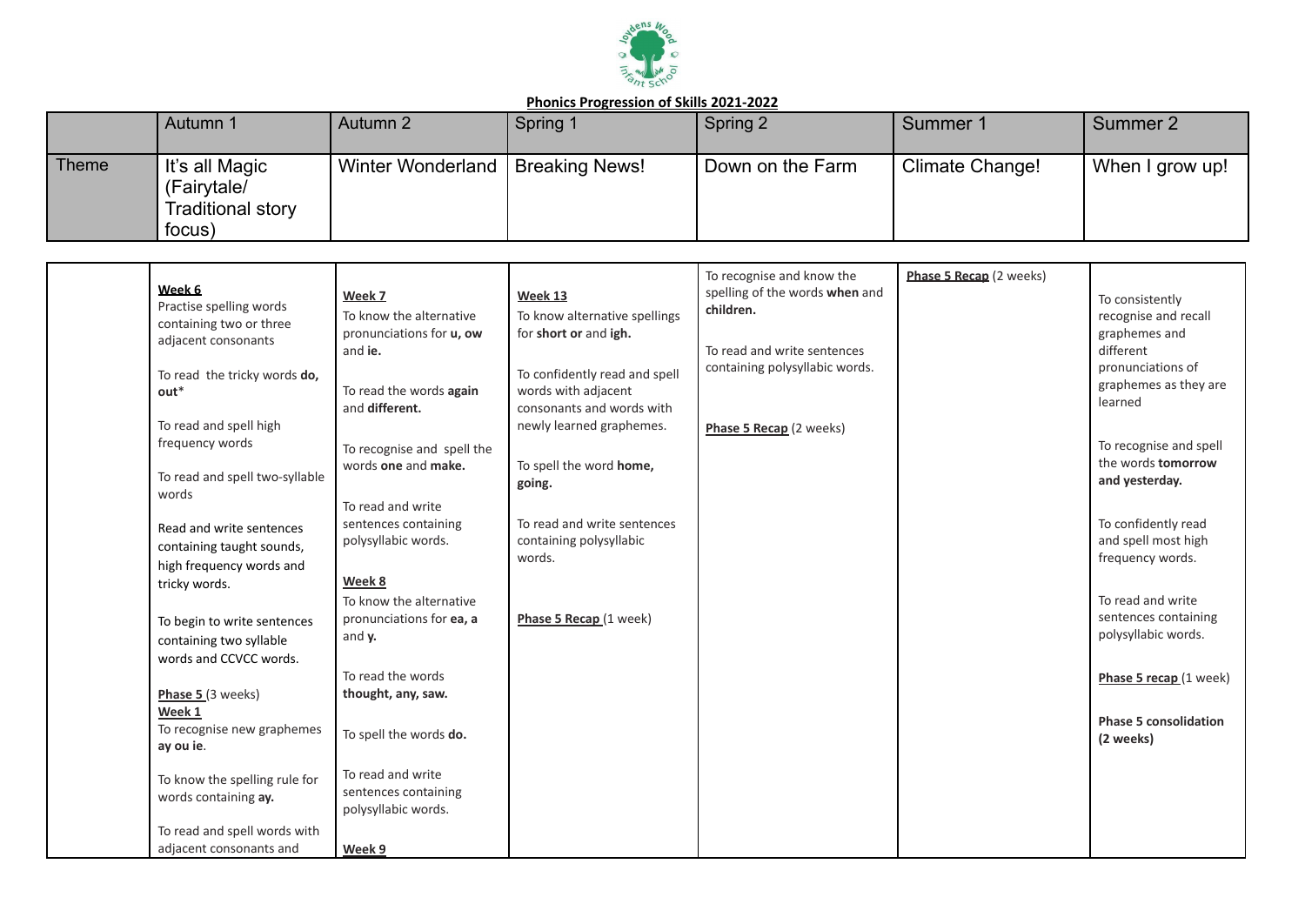**Phonics Progression of Skills 2021-2022**

| | Autumn 1 | Autumn 2 | Spring 1 | Spring 2 | Summer 1 | Summer 2 |
|---|---|---|---|---|---|---|
| Theme | It's all Magic (Fairytale/ Traditional story focus) | Winter Wonderland | Breaking News! | Down on the Farm | Climate Change! | When I grow up! |
| | **Week 6**<br>Practise spelling words containing two or three adjacent consonants<br><br>To read the tricky words **do, out***<br><br>To read and spell high frequency words<br><br>To read and spell two-syllable words<br><br>Read and write sentences containing taught sounds, high frequency words and tricky words.<br><br>To begin to write sentences containing two syllable words and CCVCC words.<br><br>**Phase 5** (3 weeks)<br>**Week 1**<br>To recognise new graphemes **ay ou ie**.<br><br>To know the spelling rule for words containing **ay.**<br><br>To read and spell words with adjacent consonants and | **Week 7**<br>To know the alternative pronunciations for **u, ow** and **ie.**<br><br>To read the words **again** and **different.**<br><br>To recognise and spell the words **one** and **make.**<br><br>To read and write sentences containing polysyllabic words.<br><br>**Week 8**<br>To know the alternative pronunciations for **ea, a** and **y.**<br><br>To read the words **thought, any, saw.**<br><br>To spell the words **do.**<br><br>To read and write sentences containing polysyllabic words.<br><br>**Week 9** | **Week 13**<br>To know alternative spellings for **short or** and **igh.**<br><br>To confidently read and spell words with adjacent consonants and words with newly learned graphemes.<br><br>To spell the word **home, going.**<br><br>To read and write sentences containing polysyllabic words.<br><br>**Phase 5 Recap** (1 week) | To recognise and know the spelling of the words **when** and **children.**<br><br>To read and write sentences containing polysyllabic words.<br><br>**Phase 5 Recap** (2 weeks) | **Phase 5 Recap** (2 weeks) | To consistently recognise and recall graphemes and different pronunciations of graphemes as they are learned<br><br>To recognise and spell the words **tomorrow and yesterday.**<br><br>To confidently read and spell most high frequency words.<br><br>To read and write sentences containing polysyllabic words.<br><br>**Phase 5 recap** (1 week)<br><br>**Phase 5 consolidation (2 weeks)** |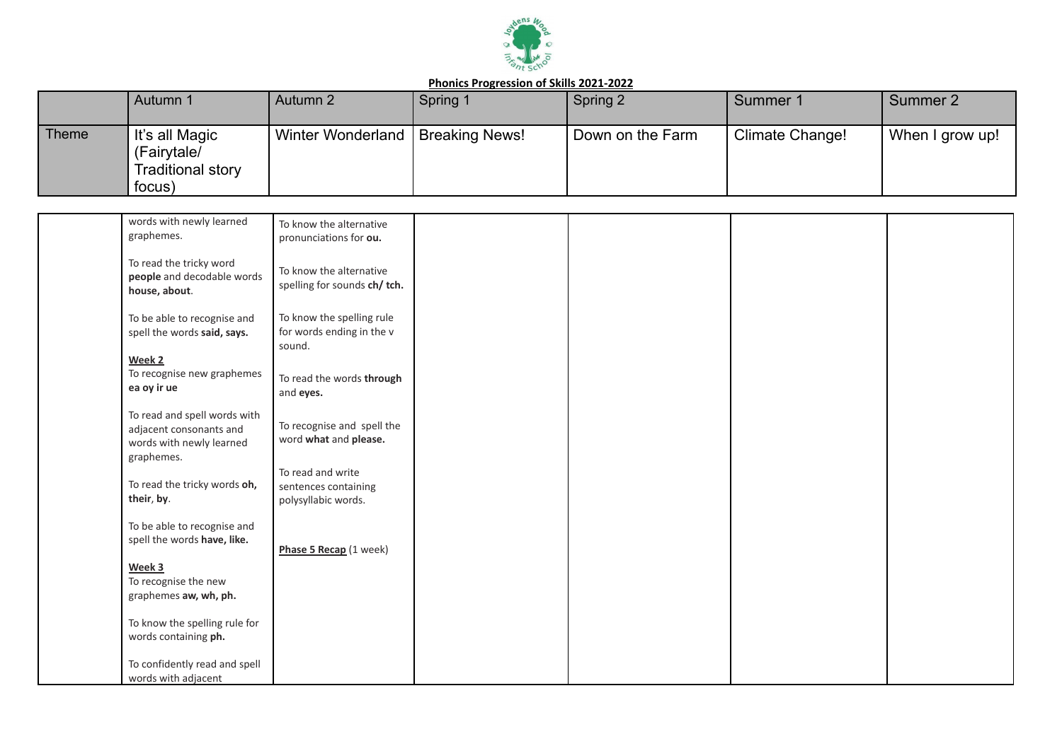**Phonics Progression of Skills 2021-2022**

| | Autumn 1 | Autumn 2 | Spring 1 | Spring 2 | Summer 1 | Summer 2 |
|---|---|---|---|---|---|---|
| Theme | It's all Magic (Fairytale/ Traditional story focus) | Winter Wonderland | Breaking News! | Down on the Farm | Climate Change! | When I grow up! |
| | words with newly learned graphemes.<br><br>To read the tricky word **people** and decodable words **house, about**.<br><br>To be able to recognise and spell the words **said, says.**<br><br>**Week 2**<br>To recognise new graphemes **ea oy ir ue**<br><br>To read and spell words with adjacent consonants and words with newly learned graphemes.<br><br>To read the tricky words **oh, their**, **by**.<br><br>To be able to recognise and spell the words **have, like.**<br><br>**Week 3**<br>To recognise the new graphemes **aw, wh, ph.**<br><br>To know the spelling rule for words containing **ph.**<br><br>To confidently read and spell words with adjacent | To know the alternative pronunciations for **ou.**<br><br>To know the alternative spelling for sounds **ch/ tch.**<br><br>To know the spelling rule for words ending in the v sound.<br><br>To read the words **through** and **eyes.**<br><br>To recognise and spell the word **what** and **please.**<br><br>To read and write sentences containing polysyllabic words.<br><br>**Phase 5 Recap** (1 week) | | | | |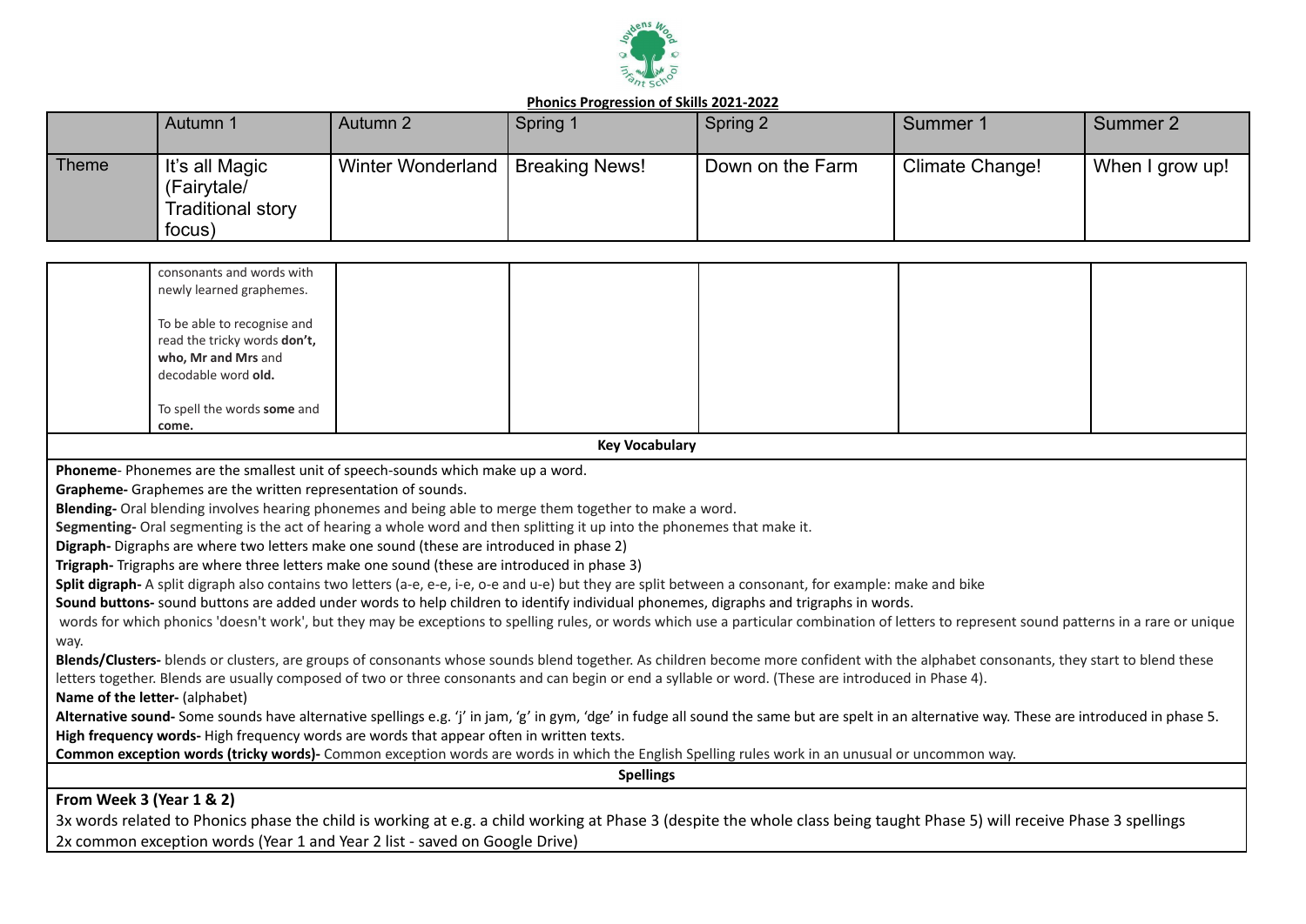**Phonics Progression of Skills 2021-2022**

| | Autumn 1 | Autumn 2 | Spring 1 | Spring 2 | Summer 1 | Summer 2 |
|---|---|---|---|---|---|---|
| Theme | It's all Magic (Fairytale/ Traditional story focus) | Winter Wonderland | Breaking News! | Down on the Farm | Climate Change! | When I grow up! |

| | | | | | | |
|---|---|---|---|---|---|---|
| | consonants and words with newly learned graphemes.<br><br>To be able to recognise and read the tricky words **don't, who, Mr and Mrs** and decodable word **old.**<br><br>To spell the words **some** and **come.** | | | | | |

**Key Vocabulary**

**Phoneme**- Phonemes are the smallest unit of speech-sounds which make up a word.
**Grapheme-** Graphemes are the written representation of sounds.
**Blending-** Oral blending involves hearing phonemes and being able to merge them together to make a word.
**Segmenting-** Oral segmenting is the act of hearing a whole word and then splitting it up into the phonemes that make it.
**Digraph-** Digraphs are where two letters make one sound (these are introduced in phase 2)
**Trigraph-** Trigraphs are where three letters make one sound (these are introduced in phase 3)
**Split digraph-** A split digraph also contains two letters (a-e, e-e, i-e, o-e and u-e) but they are split between a consonant, for example: make and bike
**Sound buttons-** sound buttons are added under words to help children to identify individual phonemes, digraphs and trigraphs in words.
words for which phonics 'doesn't work', but they may be exceptions to spelling rules, or words which use a particular combination of letters to represent sound patterns in a rare or unique way.
**Blends/Clusters-** blends or clusters, are groups of consonants whose sounds blend together. As children become more confident with the alphabet consonants, they start to blend these letters together. Blends are usually composed of two or three consonants and can begin or end a syllable or word. (These are introduced in Phase 4).
**Name of the letter-** (alphabet)
**Alternative sound-** Some sounds have alternative spellings e.g. 'j' in jam, 'g' in gym, 'dge' in fudge all sound the same but are spelt in an alternative way. These are introduced in phase 5.
**High frequency words-** High frequency words are words that appear often in written texts.
**Common exception words (tricky words)-** Common exception words are words in which the English Spelling rules work in an unusual or uncommon way.

**Spellings**

**From Week 3 (Year 1 & 2)**

3x words related to Phonics phase the child is working at e.g. a child working at Phase 3 (despite the whole class being taught Phase 5) will receive Phase 3 spellings
2x common exception words (Year 1 and Year 2 list - saved on Google Drive)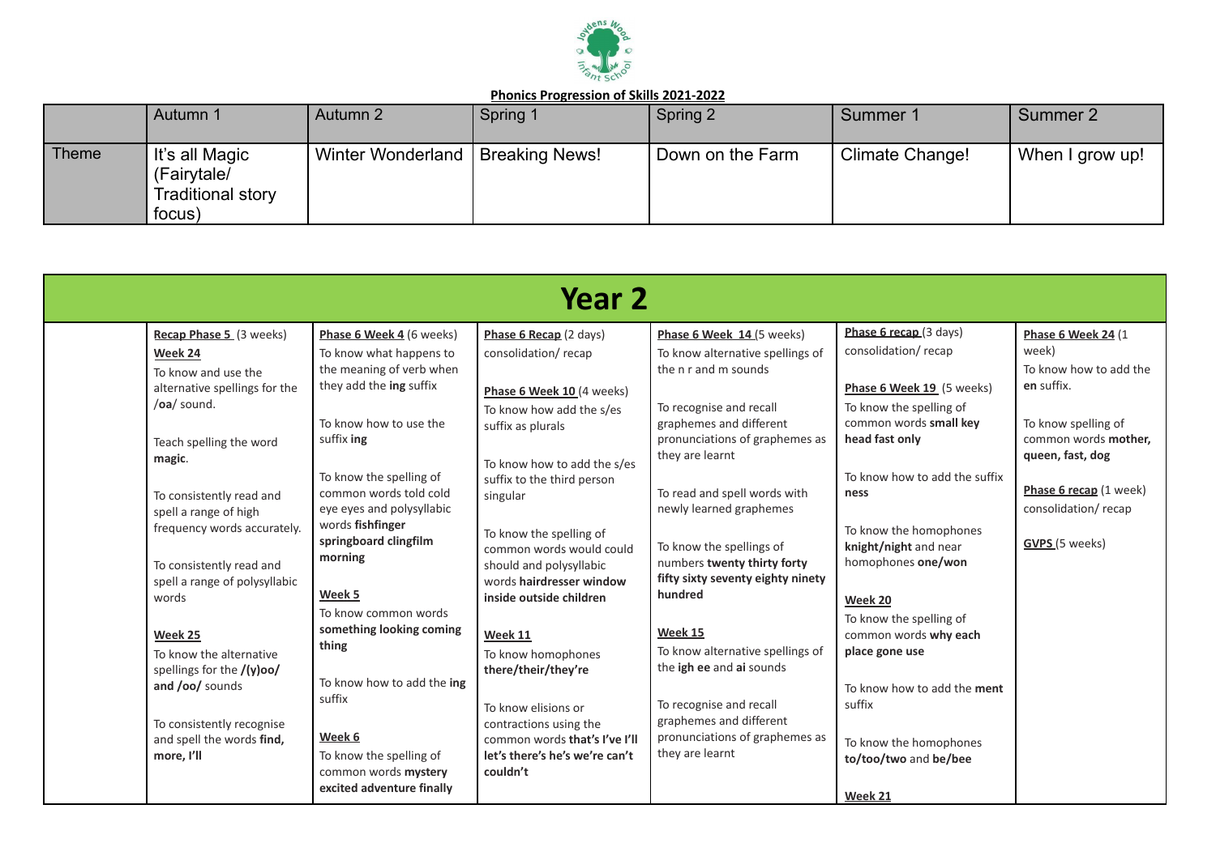**Phonics Progression of Skills 2021-2022**

| | Autumn 1 | Autumn 2 | Spring 1 | Spring 2 | Summer 1 | Summer 2 |
|---|---|---|---|---|---|---|
| Theme | It's all Magic (Fairytale/ Traditional story focus) | Winter Wonderland | Breaking News! | Down on the Farm | Climate Change! | When I grow up! |

| Year 2 | | | | | | |
|---|---|---|---|---|---|---|
| | **Recap Phase 5** (3 weeks)<br>**Week 24**<br>To know and use the alternative spellings for the /**oa**/ sound.<br><br>Teach spelling the word **magic**.<br><br>To consistently read and spell a range of high frequency words accurately.<br><br>To consistently read and spell a range of polysyllabic words<br><br>**Week 25**<br>To know the alternative spellings for the **/(y)oo/** and **/oo/** sounds<br><br>To consistently recognise and spell the words **find, more, I'll** | **Phase 6 Week 4** (6 weeks)<br>To know what happens to the meaning of verb when they add the **ing** suffix<br><br>To know how to use the suffix **ing**<br><br>To know the spelling of common words told cold eye eyes and polysyllabic words **fishfinger springboard clingfilm morning**<br><br>**Week 5**<br>To know common words **something looking coming thing**<br><br>To know how to add the **ing** suffix<br><br>**Week 6**<br>To know the spelling of common words **mystery excited adventure finally** | **Phase 6 Recap** (2 days)<br>consolidation/ recap<br><br>**Phase 6 Week 10** (4 weeks)<br>To know how add the s/es suffix as plurals<br><br>To know how to add the s/es suffix to the third person singular<br><br>To know the spelling of common words would could should and polysyllabic words **hairdresser window inside outside children**<br><br>**Week 11**<br>To know homophones **there/their/they're**<br><br>To know elisions or contractions using the common words **that's I've I'll let's there's he's we're can't couldn't** | **Phase 6 Week 14** (5 weeks)<br>To know alternative spellings of the n r and m sounds<br><br>To recognise and recall graphemes and different pronunciations of graphemes as they are learnt<br><br>To read and spell words with newly learned graphemes<br><br>To know the spellings of numbers **twenty thirty forty fifty sixty seventy eighty ninety hundred**<br><br>**Week 15**<br>To know alternative spellings of the **igh ee** and **ai** sounds<br><br>To recognise and recall graphemes and different pronunciations of graphemes as they are learnt | **Phase 6 recap** (3 days)<br>consolidation/ recap<br><br>**Phase 6 Week 19** (5 weeks)<br>To know the spelling of common words **small key head fast only**<br><br>To know how to add the suffix **ness**<br><br>To know the homophones **knight/night** and near homophones **one/won**<br><br>**Week 20**<br>To know the spelling of common words **why each place gone use**<br><br>To know how to add the **ment** suffix<br><br>To know the homophones **to/too/two** and **be/bee**<br><br>**Week 21** | **Phase 6 Week 24** (1 week)<br>To know how to add the **en** suffix.<br><br>To know spelling of common words **mother, queen, fast, dog**<br><br>**Phase 6 recap** (1 week)<br>consolidation/ recap<br><br>**GVPS** (5 weeks) |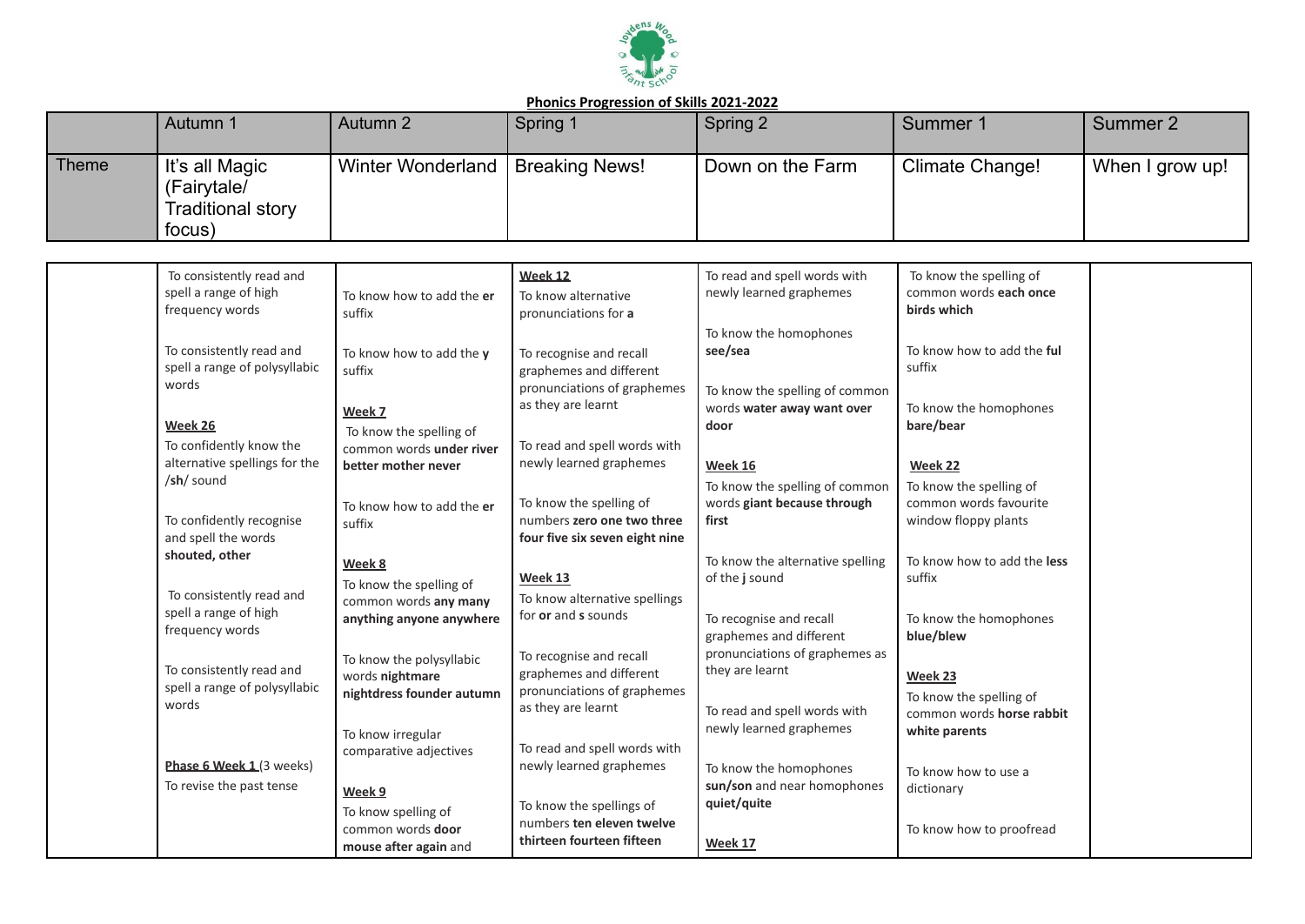## Phonics Progression of Skills 2021-2022

| | Autumn 1 | Autumn 2 | Spring 1 | Spring 2 | Summer 1 | Summer 2 |
|---|---|---|---|---|---|---|
| Theme | It's all Magic (Fairytale/ Traditional story focus) | Winter Wonderland | Breaking News! | Down on the Farm | Climate Change! | When I grow up! |

| | | | | | | |
|---|---|---|---|---|---|---|
| | To consistently read and spell a range of high frequency words<br><br>To consistently read and spell a range of polysyllabic words<br><br>**Week 26**<br>To confidently know the alternative spellings for the /**sh**/ sound<br><br>To confidently recognise and spell the words **shouted, other**<br><br>To consistently read and spell a range of high frequency words<br><br>To consistently read and spell a range of polysyllabic words<br><br>**Phase 6 Week 1** (3 weeks)<br>To revise the past tense | To know how to add the **er** suffix<br><br>To know how to add the **y** suffix<br><br>**Week 7**<br>To know the spelling of common words **under river better mother never**<br><br>To know how to add the **er** suffix<br><br>**Week 8**<br>To know the spelling of common words **any many anything anyone anywhere**<br><br>To know the polysyllabic words **nightmare nightdress founder autumn**<br><br>To know irregular comparative adjectives<br><br>**Week 9**<br>To know spelling of common words **door mouse after again** and | **Week 12**<br>To know alternative pronunciations for **a**<br><br>To recognise and recall graphemes and different pronunciations of graphemes as they are learnt<br><br>To read and spell words with newly learned graphemes<br><br>To know the spelling of numbers **zero one two three four five six seven eight nine**<br><br>**Week 13**<br>To know alternative spellings for **or** and **s** sounds<br><br>To recognise and recall graphemes and different pronunciations of graphemes as they are learnt<br><br>To read and spell words with newly learned graphemes<br><br>To know the spellings of numbers **ten eleven twelve thirteen fourteen fifteen** | To read and spell words with newly learned graphemes<br><br>To know the homophones **see/sea**<br><br>To know the spelling of common words **water away want over door**<br><br>**Week 16**<br>To know the spelling of common words **giant because through first**<br><br>To know the alternative spelling of the **j** sound<br><br>To recognise and recall graphemes and different pronunciations of graphemes as they are learnt<br><br>To read and spell words with newly learned graphemes<br><br>To know the homophones **sun/son** and near homophones **quiet/quite**<br><br>**Week 17** | To know the spelling of common words **each once birds which**<br><br>To know how to add the **ful** suffix<br><br>To know the homophones **bare/bear**<br><br>**Week 22**<br>To know the spelling of common words favourite window floppy plants<br><br>To know how to add the **less** suffix<br><br>To know the homophones **blue/blew**<br><br>**Week 23**<br>To know the spelling of common words **horse rabbit white parents**<br><br>To know how to use a dictionary<br><br>To know how to proofread | |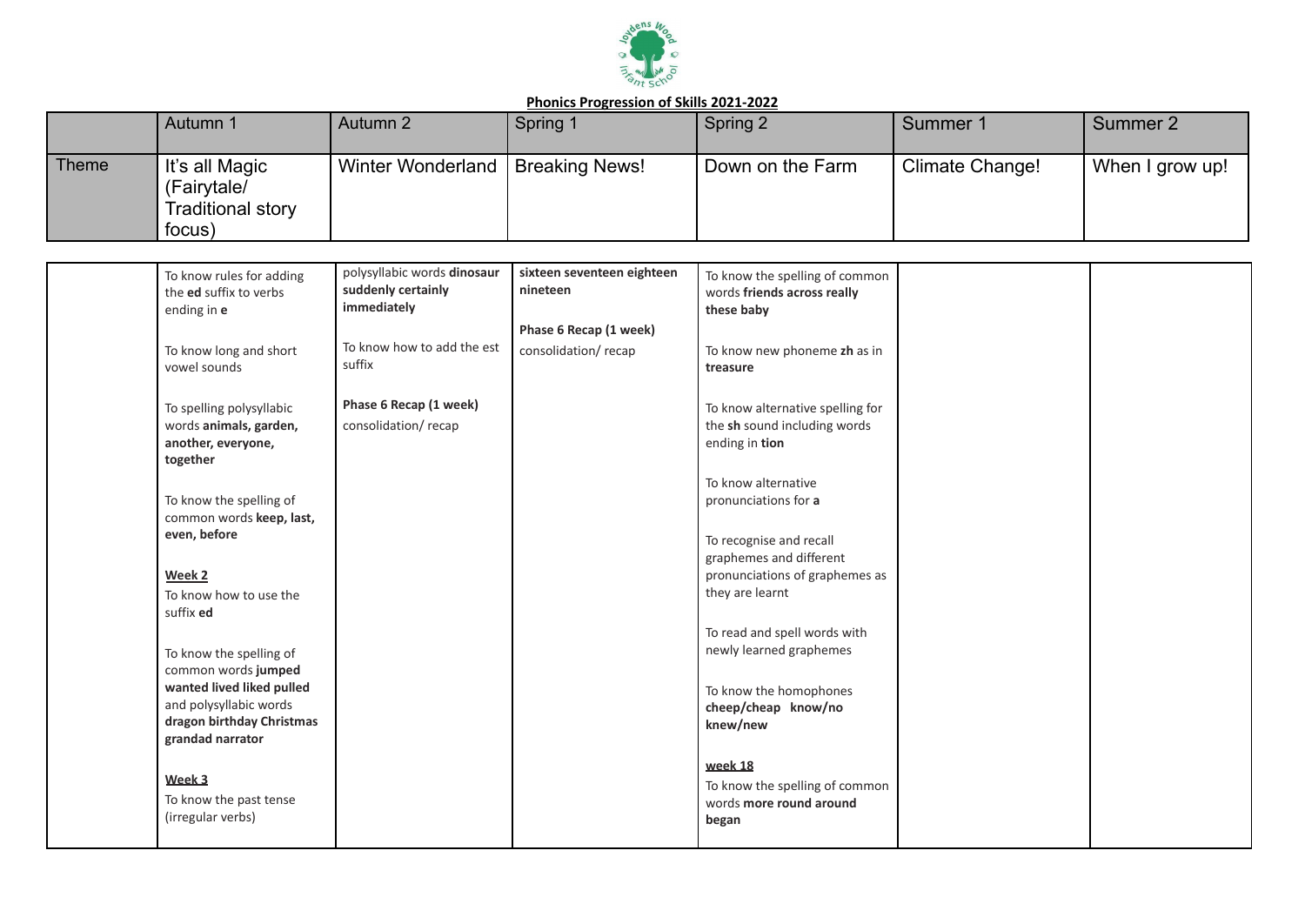**Phonics Progression of Skills 2021-2022**

| | Autumn 1 | Autumn 2 | Spring 1 | Spring 2 | Summer 1 | Summer 2 |
|---|---|---|---|---|---|---|
| Theme | It's all Magic (Fairytale/ Traditional story focus) | Winter Wonderland | Breaking News! | Down on the Farm | Climate Change! | When I grow up! |
| | To know rules for adding the **ed** suffix to verbs ending in **e**<br><br>To know long and short vowel sounds<br><br>To spelling polysyllabic words **animals, garden, another, everyone, together**<br><br>To know the spelling of common words **keep, last, even, before**<br><br>**Week 2**<br>To know how to use the suffix **ed**<br><br>To know the spelling of common words **jumped wanted lived liked pulled** and polysyllabic words **dragon birthday Christmas grandad narrator**<br><br>**Week 3**<br>To know the past tense (irregular verbs) | polysyllabic words **dinosaur suddenly certainly immediately**<br><br>To know how to add the est suffix<br><br>**Phase 6 Recap (1 week)**<br>consolidation/ recap | **sixteen seventeen eighteen nineteen**<br><br>**Phase 6 Recap (1 week)**<br>consolidation/ recap | To know the spelling of common words **friends across really these baby**<br><br>To know new phoneme **zh** as in **treasure**<br><br>To know alternative spelling for the **sh** sound including words ending in **tion**<br><br>To know alternative pronunciations for **a**<br><br>To recognise and recall graphemes and different pronunciations of graphemes as they are learnt<br><br>To read and spell words with newly learned graphemes<br><br>To know the homophones **cheep/cheap know/no knew/new**<br><br>**week 18**<br>To know the spelling of common words **more round around began** | | |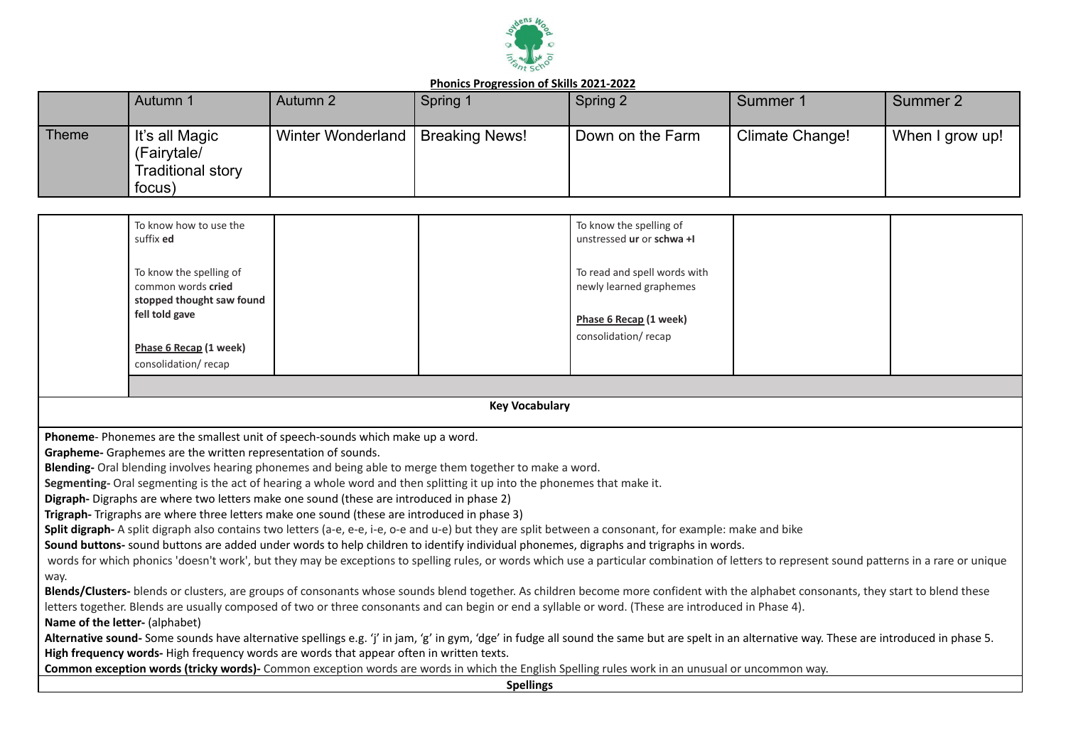**Phonics Progression of Skills 2021-2022**

| | Autumn 1 | Autumn 2 | Spring 1 | Spring 2 | Summer 1 | Summer 2 |
|---|---|---|---|---|---|---|
| Theme | It's all Magic (Fairytale/ Traditional story focus) | Winter Wonderland | Breaking News! | Down on the Farm | Climate Change! | When I grow up! |

| | | | | | | |
|---|---|---|---|---|---|---|
| | To know how to use the suffix **ed**<br><br>To know the spelling of common words **cried stopped thought saw found fell told gave**<br><br>**Phase 6 Recap (1 week)**<br>consolidation/ recap | | | To know the spelling of unstressed **ur** or **schwa +l**<br><br>To read and spell words with newly learned graphemes<br><br>**Phase 6 Recap (1 week)**<br>consolidation/ recap | | |
| | | | | | | |

**Key Vocabulary**

**Phoneme**- Phonemes are the smallest unit of speech-sounds which make up a word.
**Grapheme-** Graphemes are the written representation of sounds.
**Blending-** Oral blending involves hearing phonemes and being able to merge them together to make a word.
**Segmenting-** Oral segmenting is the act of hearing a whole word and then splitting it up into the phonemes that make it.
**Digraph-** Digraphs are where two letters make one sound (these are introduced in phase 2)
**Trigraph-** Trigraphs are where three letters make one sound (these are introduced in phase 3)
**Split digraph-** A split digraph also contains two letters (a-e, e-e, i-e, o-e and u-e) but they are split between a consonant, for example: make and bike
**Sound buttons-** sound buttons are added under words to help children to identify individual phonemes, digraphs and trigraphs in words.
words for which phonics 'doesn't work', but they may be exceptions to spelling rules, or words which use a particular combination of letters to represent sound patterns in a rare or unique way.
**Blends/Clusters-** blends or clusters, are groups of consonants whose sounds blend together. As children become more confident with the alphabet consonants, they start to blend these letters together. Blends are usually composed of two or three consonants and can begin or end a syllable or word. (These are introduced in Phase 4).
**Name of the letter-** (alphabet)
**Alternative sound-** Some sounds have alternative spellings e.g. 'j' in jam, 'g' in gym, 'dge' in fudge all sound the same but are spelt in an alternative way. These are introduced in phase 5.
**High frequency words-** High frequency words are words that appear often in written texts.
**Common exception words (tricky words)-** Common exception words are words in which the English Spelling rules work in an unusual or uncommon way.

**Spellings**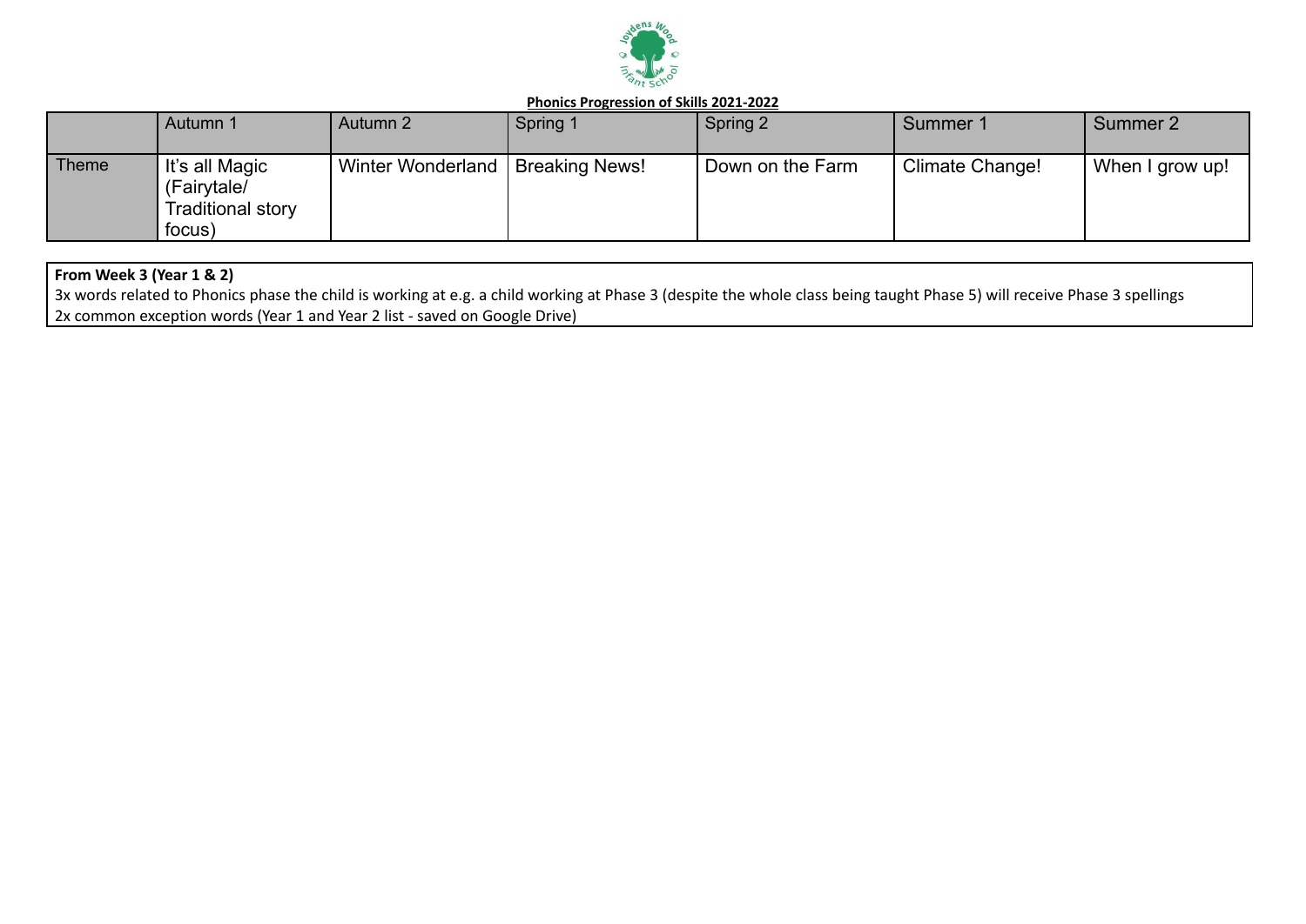**Phonics Progression of Skills 2021-2022**

| | Autumn 1 | Autumn 2 | Spring 1 | Spring 2 | Summer 1 | Summer 2 |
|---|---|---|---|---|---|---|
| Theme | It's all Magic (Fairytale/ Traditional story focus) | Winter Wonderland | Breaking News! | Down on the Farm | Climate Change! | When I grow up! |

**From Week 3 (Year 1 & 2)**
3x words related to Phonics phase the child is working at e.g. a child working at Phase 3 (despite the whole class being taught Phase 5) will receive Phase 3 spellings
2x common exception words (Year 1 and Year 2 list - saved on Google Drive)